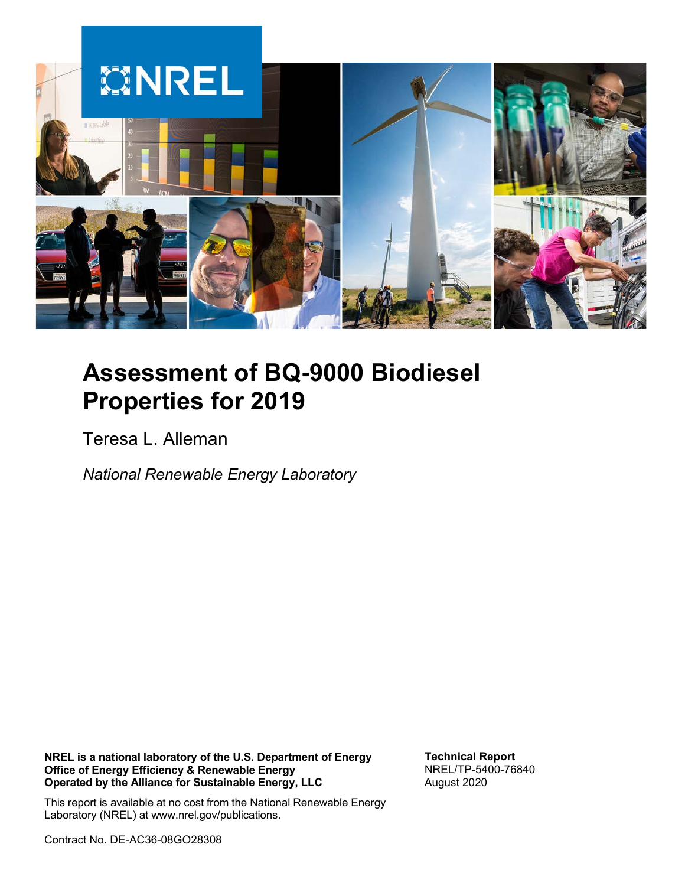# Assessment of BQ-9000 Biodiesel Properties for 2019

Teresa L. Alleman

*National Renewable Energy Laboratory*

**NREL is a national laboratory of the U.S. Department of Energy**
**Office of Energy Efficiency & Renewable Energy**
**Operated by the Alliance for Sustainable Energy, LLC**

This report is available at no cost from the National Renewable Energy Laboratory (NREL) at www.nrel.gov/publications.

Contract No. DE-AC36-08GO28308

**Technical Report**
NREL/TP-5400-76840
August 2020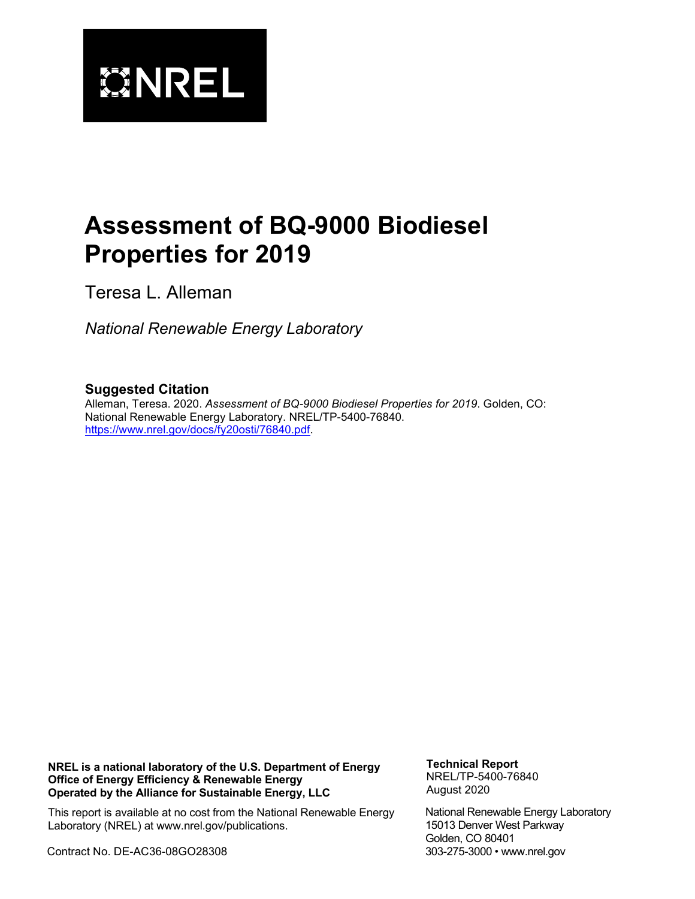# Assessment of BQ-9000 Biodiesel Properties for 2019

Teresa L. Alleman

*National Renewable Energy Laboratory*

## Suggested Citation

Alleman, Teresa. 2020. *Assessment of BQ-9000 Biodiesel Properties for 2019*. Golden, CO: National Renewable Energy Laboratory. NREL/TP-5400-76840. https://www.nrel.gov/docs/fy20osti/76840.pdf.

**NREL is a national laboratory of the U.S. Department of Energy**
**Office of Energy Efficiency & Renewable Energy**
**Operated by the Alliance for Sustainable Energy, LLC**

This report is available at no cost from the National Renewable Energy Laboratory (NREL) at www.nrel.gov/publications.

Contract No. DE-AC36-08GO28308

**Technical Report**
NREL/TP-5400-76840
August 2020

National Renewable Energy Laboratory
15013 Denver West Parkway
Golden, CO 80401
303-275-3000 • www.nrel.gov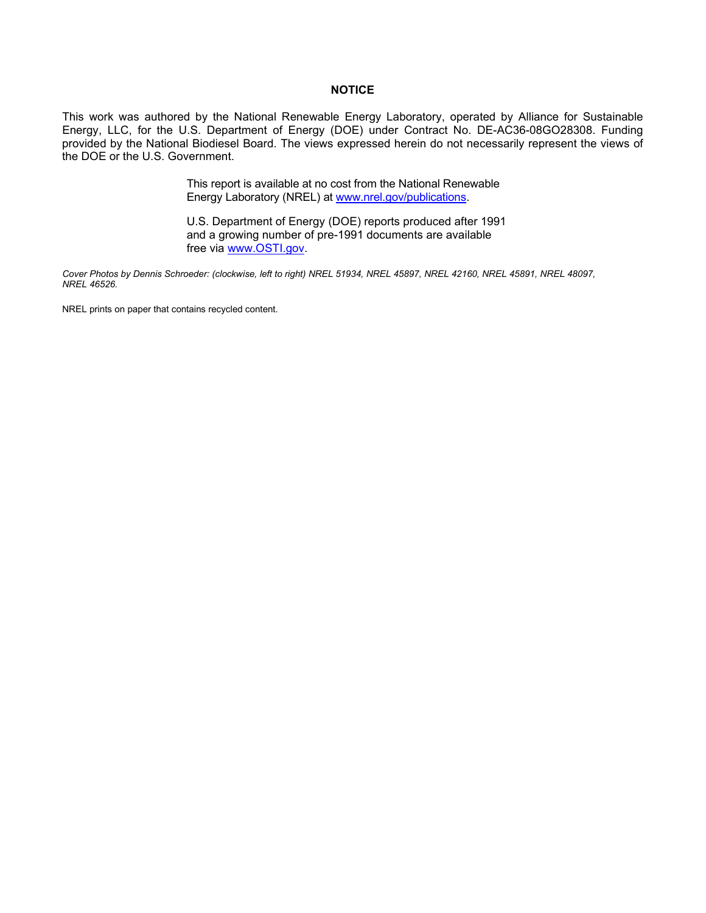**NOTICE**

This work was authored by the National Renewable Energy Laboratory, operated by Alliance for Sustainable Energy, LLC, for the U.S. Department of Energy (DOE) under Contract No. DE-AC36-08GO28308. Funding provided by the National Biodiesel Board. The views expressed herein do not necessarily represent the views of the DOE or the U.S. Government.

This report is available at no cost from the National Renewable Energy Laboratory (NREL) at www.nrel.gov/publications.

U.S. Department of Energy (DOE) reports produced after 1991 and a growing number of pre-1991 documents are available free via www.OSTI.gov.

*Cover Photos by Dennis Schroeder: (clockwise, left to right) NREL 51934, NREL 45897, NREL 42160, NREL 45891, NREL 48097, NREL 46526.*

NREL prints on paper that contains recycled content.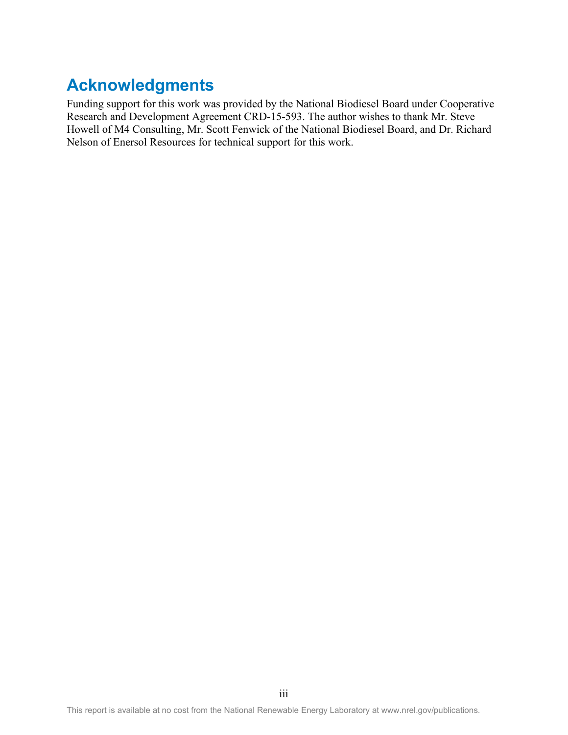# Acknowledgments

Funding support for this work was provided by the National Biodiesel Board under Cooperative Research and Development Agreement CRD-15-593. The author wishes to thank Mr. Steve Howell of M4 Consulting, Mr. Scott Fenwick of the National Biodiesel Board, and Dr. Richard Nelson of Enersol Resources for technical support for this work.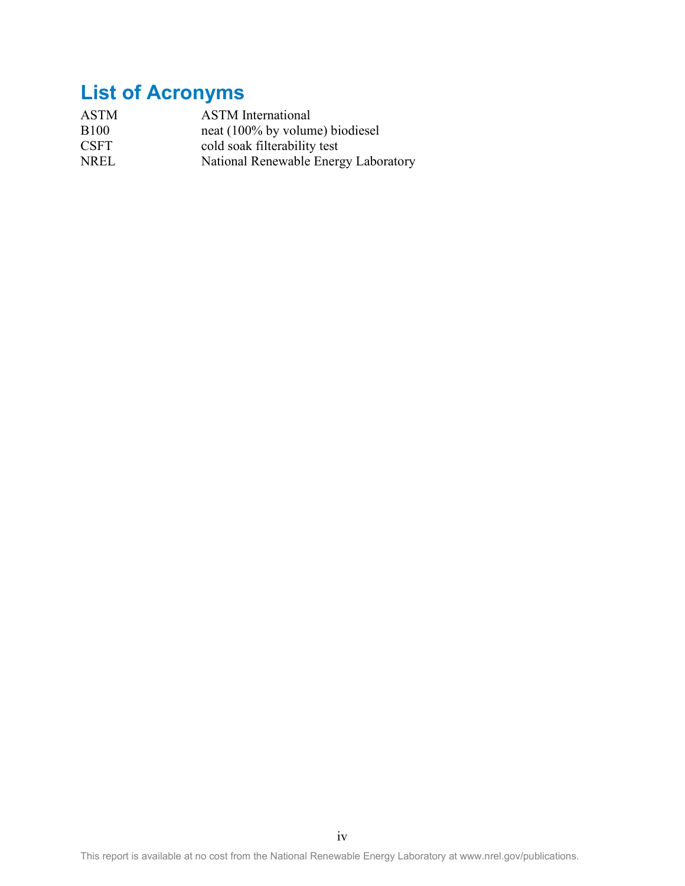## List of Acronyms

| | |
|---|---|
| ASTM | ASTM International |
| B100 | neat (100% by volume) biodiesel |
| CSFT | cold soak filterability test |
| NREL | National Renewable Energy Laboratory |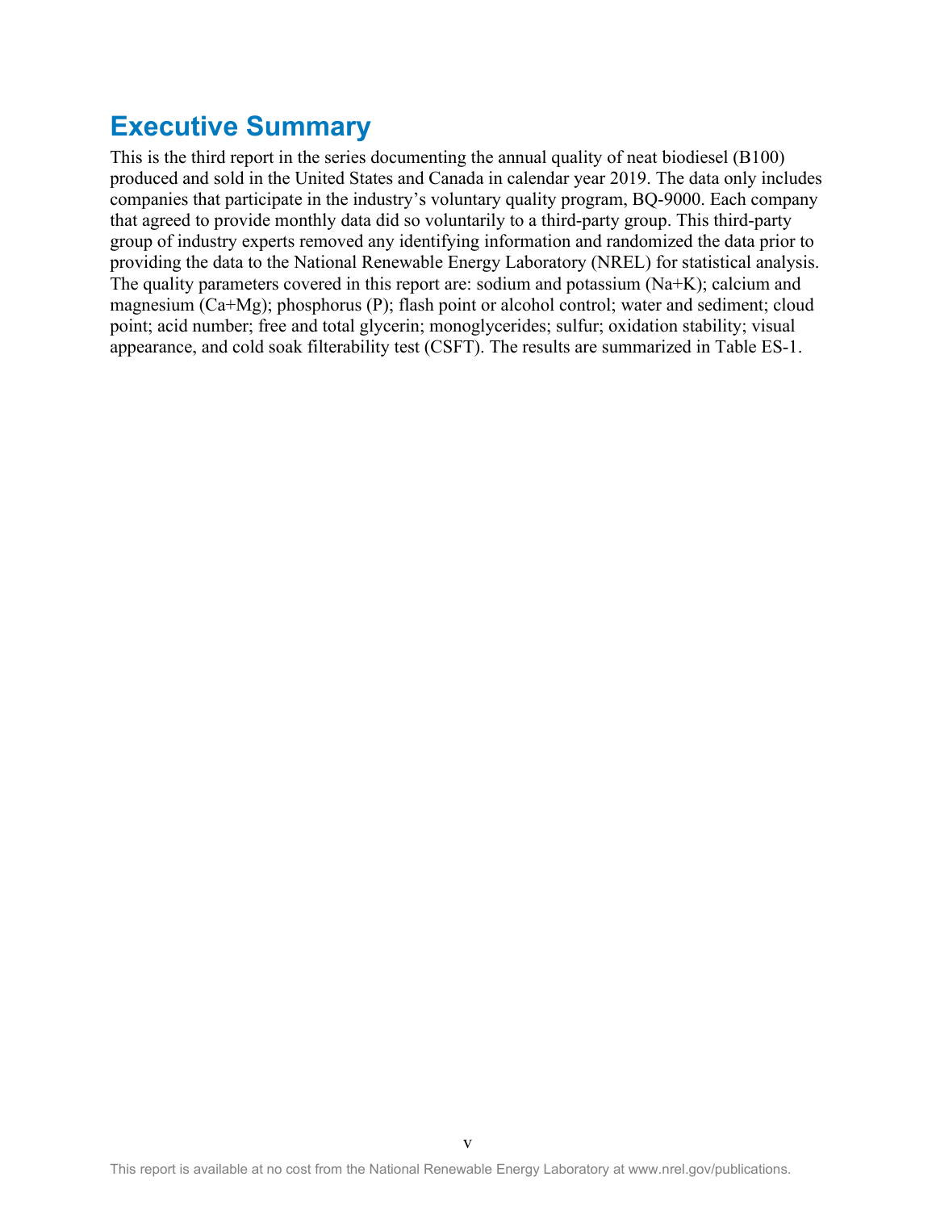# Executive Summary

This is the third report in the series documenting the annual quality of neat biodiesel (B100) produced and sold in the United States and Canada in calendar year 2019. The data only includes companies that participate in the industry's voluntary quality program, BQ-9000. Each company that agreed to provide monthly data did so voluntarily to a third-party group. This third-party group of industry experts removed any identifying information and randomized the data prior to providing the data to the National Renewable Energy Laboratory (NREL) for statistical analysis. The quality parameters covered in this report are: sodium and potassium (Na+K); calcium and magnesium (Ca+Mg); phosphorus (P); flash point or alcohol control; water and sediment; cloud point; acid number; free and total glycerin; monoglycerides; sulfur; oxidation stability; visual appearance, and cold soak filterability test (CSFT). The results are summarized in Table ES-1.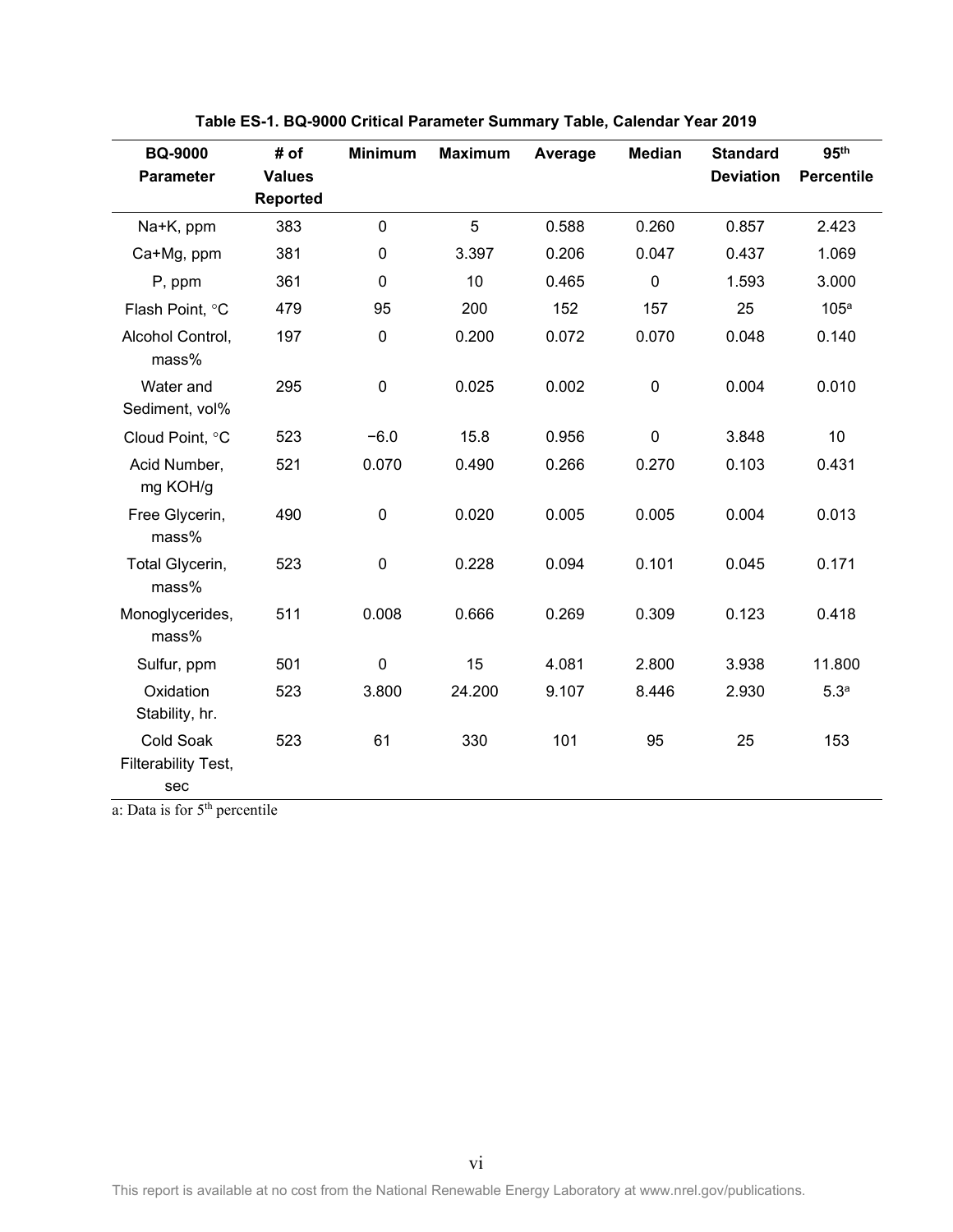**Table ES-1. BQ-9000 Critical Parameter Summary Table, Calendar Year 2019**

| BQ-9000 Parameter | # of Values Reported | Minimum | Maximum | Average | Median | Standard Deviation | 95th Percentile |
|---|---|---|---|---|---|---|---|
| Na+K, ppm | 383 | 0 | 5 | 0.588 | 0.260 | 0.857 | 2.423 |
| Ca+Mg, ppm | 381 | 0 | 3.397 | 0.206 | 0.047 | 0.437 | 1.069 |
| P, ppm | 361 | 0 | 10 | 0.465 | 0 | 1.593 | 3.000 |
| Flash Point, °C | 479 | 95 | 200 | 152 | 157 | 25 | 105[a] |
| Alcohol Control, mass% | 197 | 0 | 0.200 | 0.072 | 0.070 | 0.048 | 0.140 |
| Water and Sediment, vol% | 295 | 0 | 0.025 | 0.002 | 0 | 0.004 | 0.010 |
| Cloud Point, °C | 523 | −6.0 | 15.8 | 0.956 | 0 | 3.848 | 10 |
| Acid Number, mg KOH/g | 521 | 0.070 | 0.490 | 0.266 | 0.270 | 0.103 | 0.431 |
| Free Glycerin, mass% | 490 | 0 | 0.020 | 0.005 | 0.005 | 0.004 | 0.013 |
| Total Glycerin, mass% | 523 | 0 | 0.228 | 0.094 | 0.101 | 0.045 | 0.171 |
| Monoglycerides, mass% | 511 | 0.008 | 0.666 | 0.269 | 0.309 | 0.123 | 0.418 |
| Sulfur, ppm | 501 | 0 | 15 | 4.081 | 2.800 | 3.938 | 11.800 |
| Oxidation Stability, hr. | 523 | 3.800 | 24.200 | 9.107 | 8.446 | 2.930 | 5.3[a] |
| Cold Soak Filterability Test, sec | 523 | 61 | 330 | 101 | 95 | 25 | 153 |

a: Data is for 5th percentile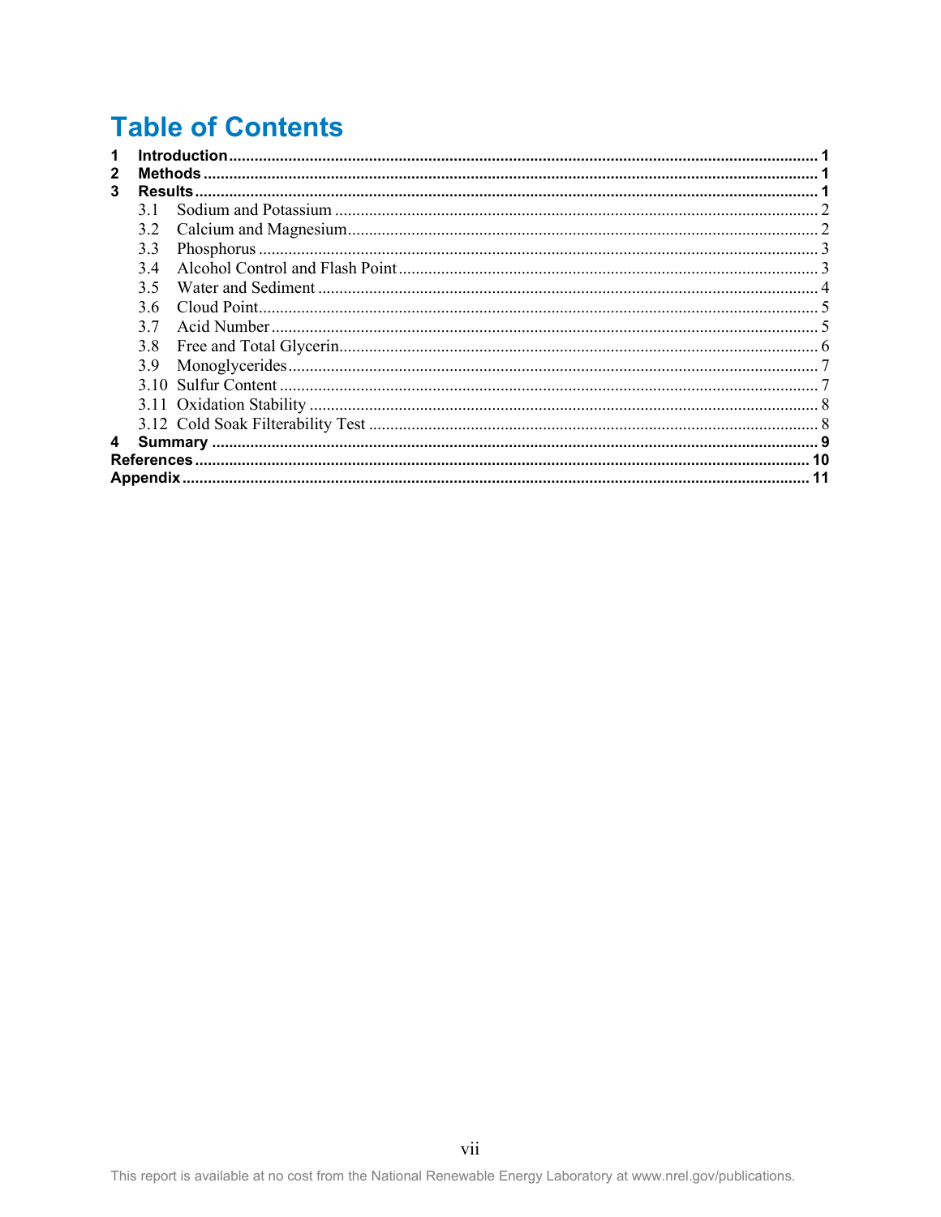# Table of Contents

**1 Introduction** ..... **1**
**2 Methods** ..... **1**
**3 Results** ..... **1**
- 3.1 Sodium and Potassium ..... 2
- 3.2 Calcium and Magnesium ..... 2
- 3.3 Phosphorus ..... 3
- 3.4 Alcohol Control and Flash Point ..... 3
- 3.5 Water and Sediment ..... 4
- 3.6 Cloud Point ..... 5
- 3.7 Acid Number ..... 5
- 3.8 Free and Total Glycerin ..... 6
- 3.9 Monoglycerides ..... 7
- 3.10 Sulfur Content ..... 7
- 3.11 Oxidation Stability ..... 8
- 3.12 Cold Soak Filterability Test ..... 8

**4 Summary** ..... **9**
**References** ..... **10**
**Appendix** ..... **11**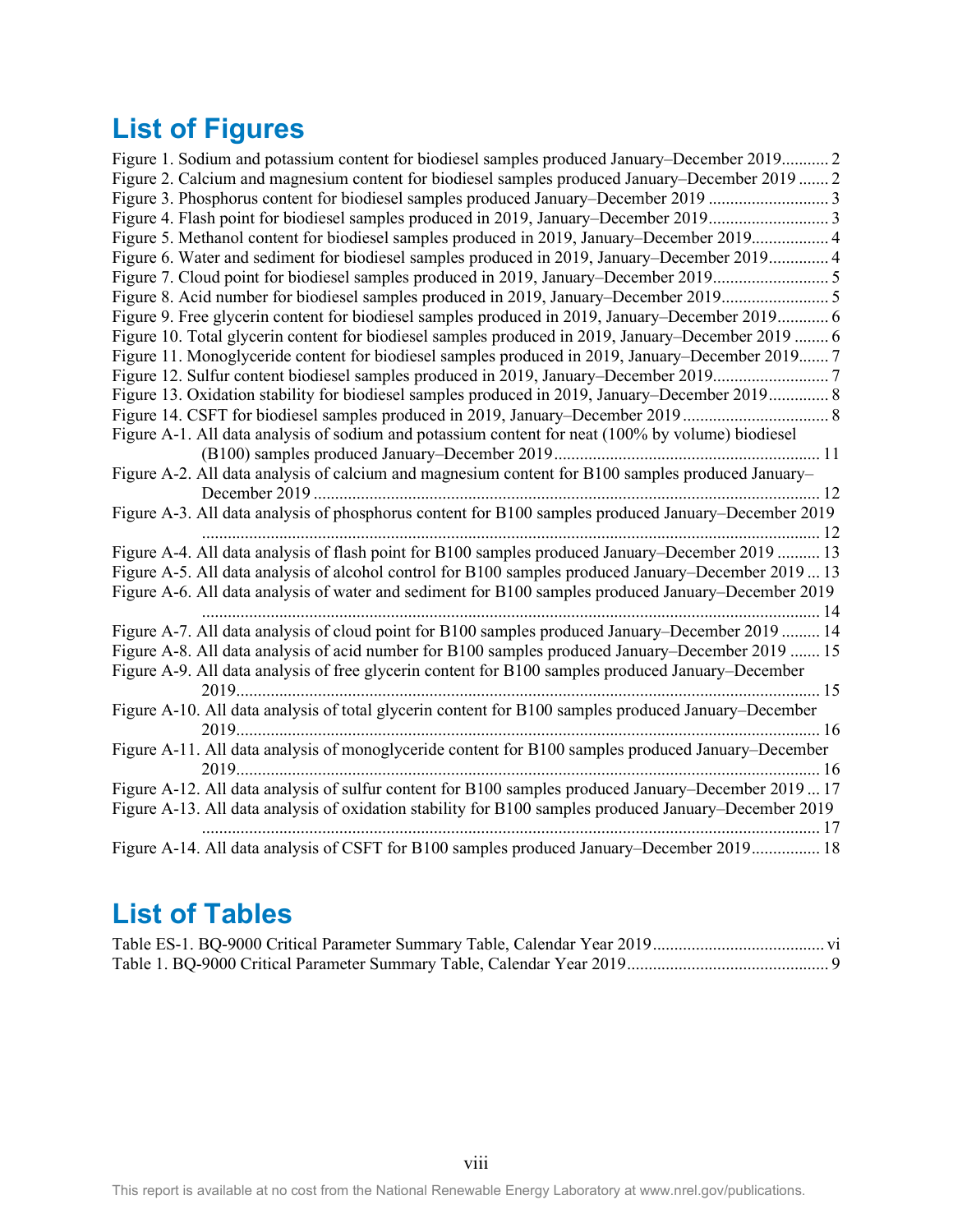# List of Figures

Figure 1. Sodium and potassium content for biodiesel samples produced January–December 2019........... 2
Figure 2. Calcium and magnesium content for biodiesel samples produced January–December 2019 ....... 2
Figure 3. Phosphorus content for biodiesel samples produced January–December 2019 ............................ 3
Figure 4. Flash point for biodiesel samples produced in 2019, January–December 2019............................ 3
Figure 5. Methanol content for biodiesel samples produced in 2019, January–December 2019.................. 4
Figure 6. Water and sediment for biodiesel samples produced in 2019, January–December 2019.............. 4
Figure 7. Cloud point for biodiesel samples produced in 2019, January–December 2019........................... 5
Figure 8. Acid number for biodiesel samples produced in 2019, January–December 2019......................... 5
Figure 9. Free glycerin content for biodiesel samples produced in 2019, January–December 2019............ 6
Figure 10. Total glycerin content for biodiesel samples produced in 2019, January–December 2019 ........ 6
Figure 11. Monoglyceride content for biodiesel samples produced in 2019, January–December 2019....... 7
Figure 12. Sulfur content biodiesel samples produced in 2019, January–December 2019.......................... 7
Figure 13. Oxidation stability for biodiesel samples produced in 2019, January–December 2019.............. 8
Figure 14. CSFT for biodiesel samples produced in 2019, January–December 2019 ................................. 8
Figure A-1. All data analysis of sodium and potassium content for neat (100% by volume) biodiesel (B100) samples produced January–December 2019............................................................. 11
Figure A-2. All data analysis of calcium and magnesium content for B100 samples produced January–December 2019 ..................................................................................................................... 12
Figure A-3. All data analysis of phosphorus content for B100 samples produced January–December 2019 ............................................................................................................................................... 12
Figure A-4. All data analysis of flash point for B100 samples produced January–December 2019 .......... 13
Figure A-5. All data analysis of alcohol control for B100 samples produced January–December 2019 ... 13
Figure A-6. All data analysis of water and sediment for B100 samples produced January–December 2019 ............................................................................................................................................... 14
Figure A-7. All data analysis of cloud point for B100 samples produced January–December 2019 ......... 14
Figure A-8. All data analysis of acid number for B100 samples produced January–December 2019 ....... 15
Figure A-9. All data analysis of free glycerin content for B100 samples produced January–December 2019...................................................................................................................................... 15
Figure A-10. All data analysis of total glycerin content for B100 samples produced January–December 2019...................................................................................................................................... 16
Figure A-11. All data analysis of monoglyceride content for B100 samples produced January–December 2019...................................................................................................................................... 16
Figure A-12. All data analysis of sulfur content for B100 samples produced January–December 2019 ... 17
Figure A-13. All data analysis of oxidation stability for B100 samples produced January–December 2019 ............................................................................................................................................... 17
Figure A-14. All data analysis of CSFT for B100 samples produced January–December 2019................ 18

# List of Tables

Table ES-1. BQ-9000 Critical Parameter Summary Table, Calendar Year 2019........................................ vi
Table 1. BQ-9000 Critical Parameter Summary Table, Calendar Year 2019.............................................. 9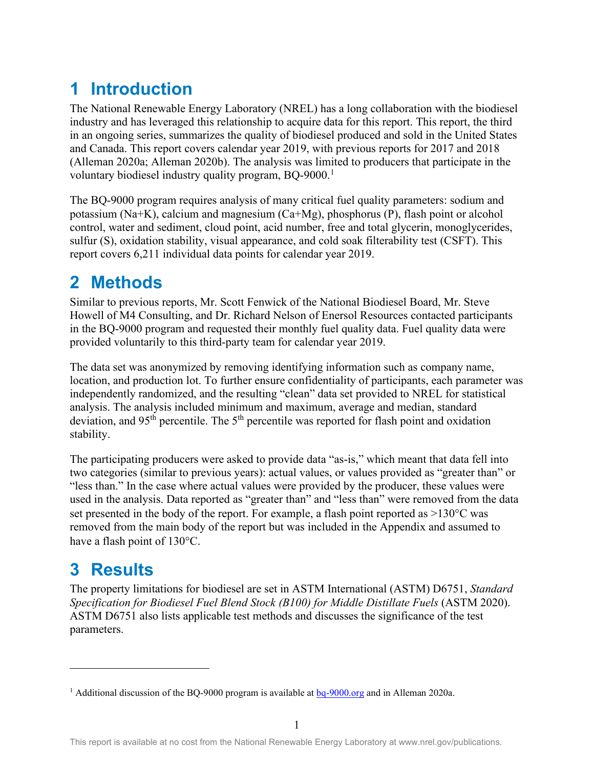# 1 Introduction

The National Renewable Energy Laboratory (NREL) has a long collaboration with the biodiesel industry and has leveraged this relationship to acquire data for this report. This report, the third in an ongoing series, summarizes the quality of biodiesel produced and sold in the United States and Canada. This report covers calendar year 2019, with previous reports for 2017 and 2018 (Alleman 2020a; Alleman 2020b). The analysis was limited to producers that participate in the voluntary biodiesel industry quality program, BQ-9000.[1]

The BQ-9000 program requires analysis of many critical fuel quality parameters: sodium and potassium (Na+K), calcium and magnesium (Ca+Mg), phosphorus (P), flash point or alcohol control, water and sediment, cloud point, acid number, free and total glycerin, monoglycerides, sulfur (S), oxidation stability, visual appearance, and cold soak filterability test (CSFT). This report covers 6,211 individual data points for calendar year 2019.

# 2 Methods

Similar to previous reports, Mr. Scott Fenwick of the National Biodiesel Board, Mr. Steve Howell of M4 Consulting, and Dr. Richard Nelson of Enersol Resources contacted participants in the BQ-9000 program and requested their monthly fuel quality data. Fuel quality data were provided voluntarily to this third-party team for calendar year 2019.

The data set was anonymized by removing identifying information such as company name, location, and production lot. To further ensure confidentiality of participants, each parameter was independently randomized, and the resulting "clean" data set provided to NREL for statistical analysis. The analysis included minimum and maximum, average and median, standard deviation, and 95th percentile. The 5th percentile was reported for flash point and oxidation stability.

The participating producers were asked to provide data "as-is," which meant that data fell into two categories (similar to previous years): actual values, or values provided as "greater than" or "less than." In the case where actual values were provided by the producer, these values were used in the analysis. Data reported as "greater than" and "less than" were removed from the data set presented in the body of the report. For example, a flash point reported as >130°C was removed from the main body of the report but was included in the Appendix and assumed to have a flash point of 130°C.

# 3 Results

The property limitations for biodiesel are set in ASTM International (ASTM) D6751, *Standard Specification for Biodiesel Fuel Blend Stock (B100) for Middle Distillate Fuels* (ASTM 2020). ASTM D6751 also lists applicable test methods and discusses the significance of the test parameters.

[1] Additional discussion of the BQ-9000 program is available at bq-9000.org and in Alleman 2020a.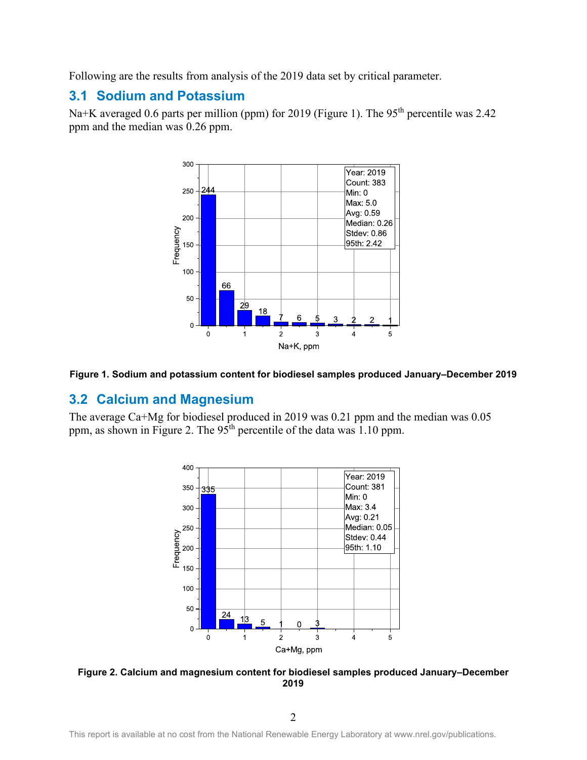Following are the results from analysis of the 2019 data set by critical parameter.

## 3.1 Sodium and Potassium

Na+K averaged 0.6 parts per million (ppm) for 2019 (Figure 1). The 95th percentile was 2.42 ppm and the median was 0.26 ppm.

**Figure 1. Sodium and potassium content for biodiesel samples produced January–December 2019**

## 3.2 Calcium and Magnesium

The average Ca+Mg for biodiesel produced in 2019 was 0.21 ppm and the median was 0.05 ppm, as shown in Figure 2. The 95th percentile of the data was 1.10 ppm.

**Figure 2. Calcium and magnesium content for biodiesel samples produced January–December 2019**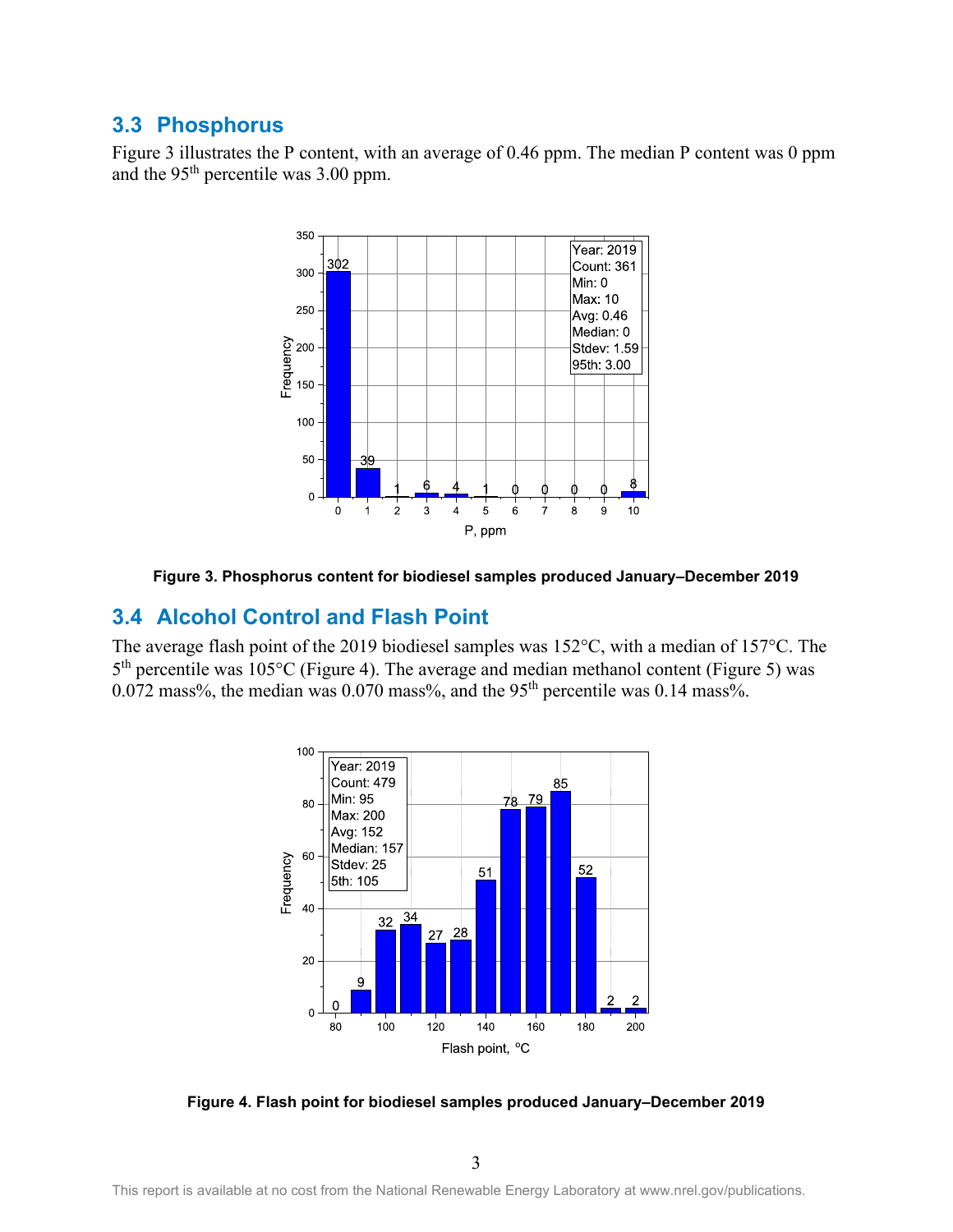## 3.3 Phosphorus

Figure 3 illustrates the P content, with an average of 0.46 ppm. The median P content was 0 ppm and the 95th percentile was 3.00 ppm.

**Figure 3. Phosphorus content for biodiesel samples produced January–December 2019**

## 3.4 Alcohol Control and Flash Point

The average flash point of the 2019 biodiesel samples was 152°C, with a median of 157°C. The 5th percentile was 105°C (Figure 4). The average and median methanol content (Figure 5) was 0.072 mass%, the median was 0.070 mass%, and the 95th percentile was 0.14 mass%.

**Figure 4. Flash point for biodiesel samples produced January–December 2019**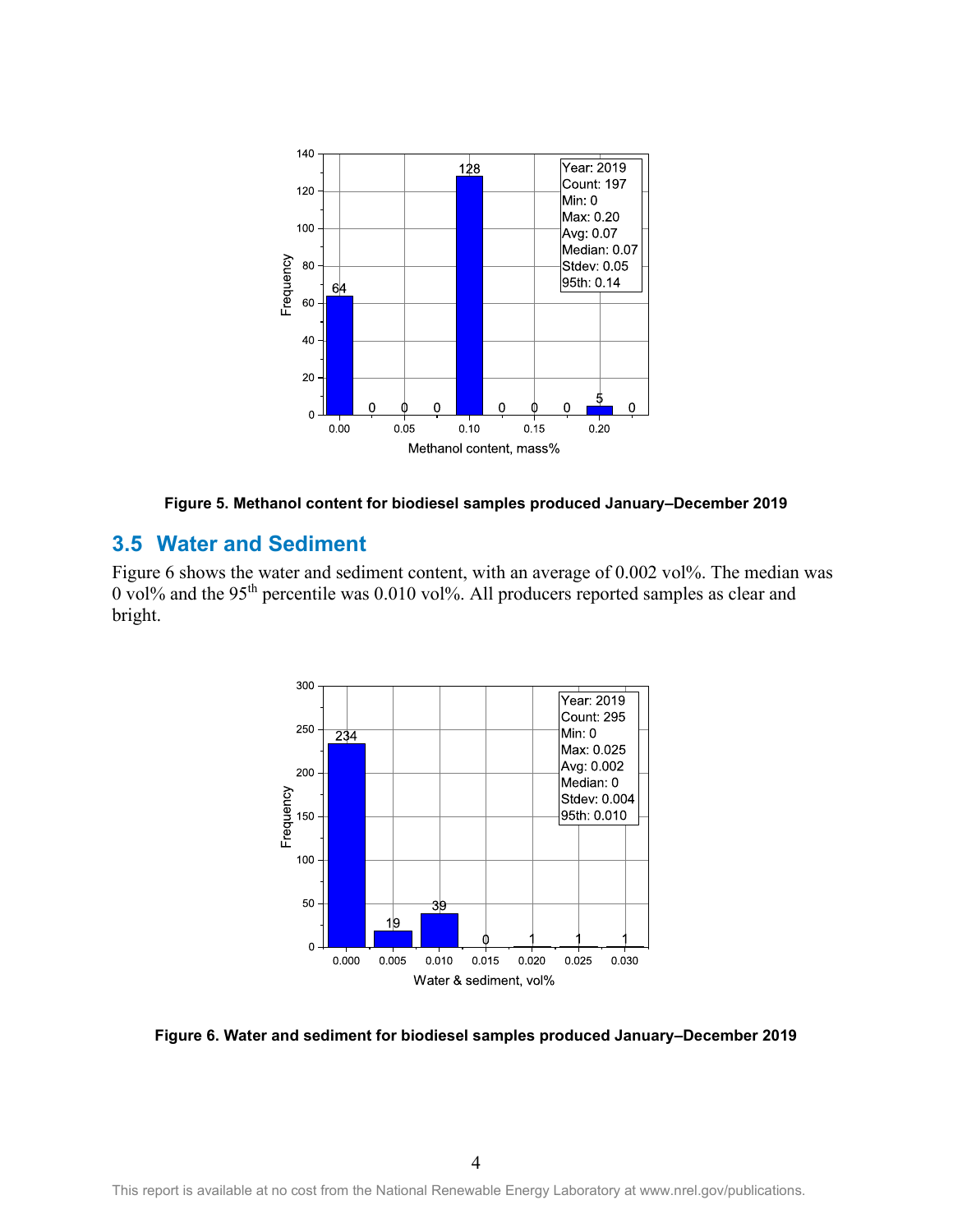Figure 5. Methanol content for biodiesel samples produced January–December 2019

## 3.5 Water and Sediment

Figure 6 shows the water and sediment content, with an average of 0.002 vol%. The median was 0 vol% and the 95th percentile was 0.010 vol%. All producers reported samples as clear and bright.

Figure 6. Water and sediment for biodiesel samples produced January–December 2019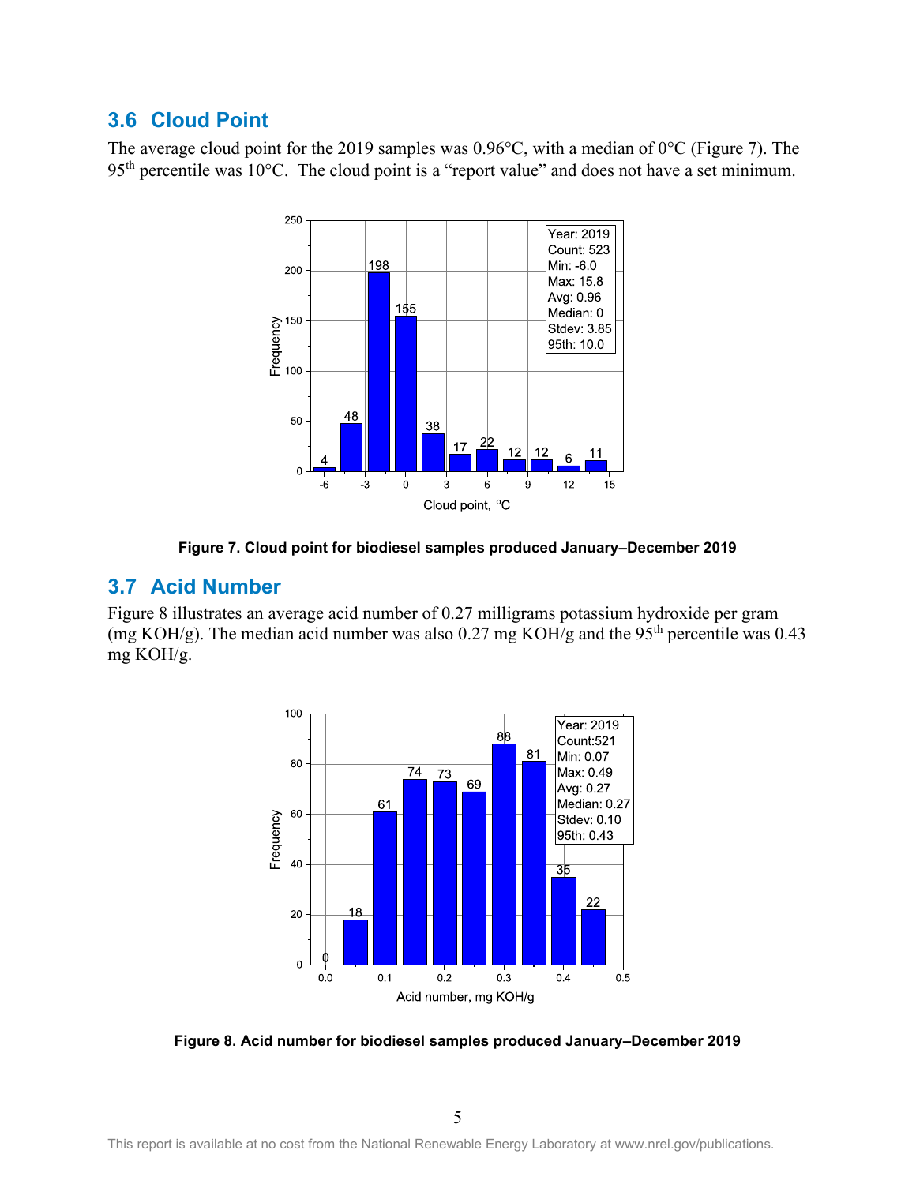## 3.6 Cloud Point

The average cloud point for the 2019 samples was 0.96°C, with a median of 0°C (Figure 7). The 95[th] percentile was 10°C. The cloud point is a "report value" and does not have a set minimum.

**Figure 7. Cloud point for biodiesel samples produced January–December 2019**

## 3.7 Acid Number

Figure 8 illustrates an average acid number of 0.27 milligrams potassium hydroxide per gram (mg KOH/g). The median acid number was also 0.27 mg KOH/g and the 95[th] percentile was 0.43 mg KOH/g.

**Figure 8. Acid number for biodiesel samples produced January–December 2019**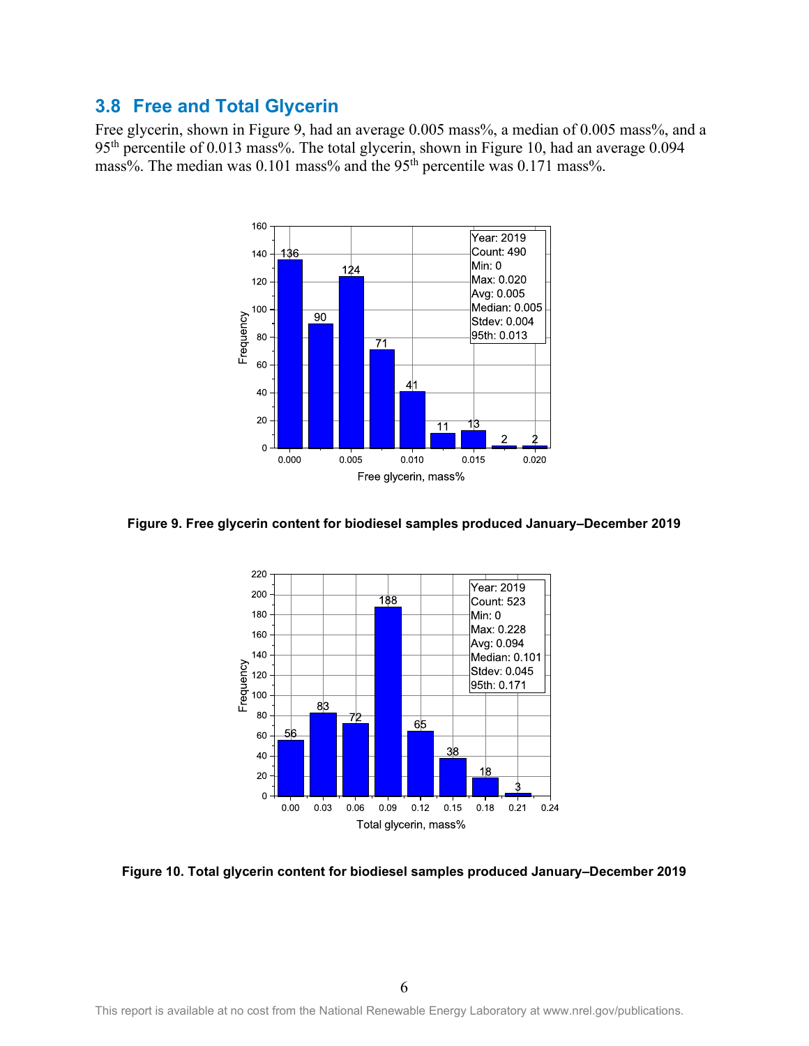## 3.8 Free and Total Glycerin

Free glycerin, shown in Figure 9, had an average 0.005 mass%, a median of 0.005 mass%, and a 95th percentile of 0.013 mass%. The total glycerin, shown in Figure 10, had an average 0.094 mass%. The median was 0.101 mass% and the 95th percentile was 0.171 mass%.

**Figure 9. Free glycerin content for biodiesel samples produced January–December 2019**

**Figure 10. Total glycerin content for biodiesel samples produced January–December 2019**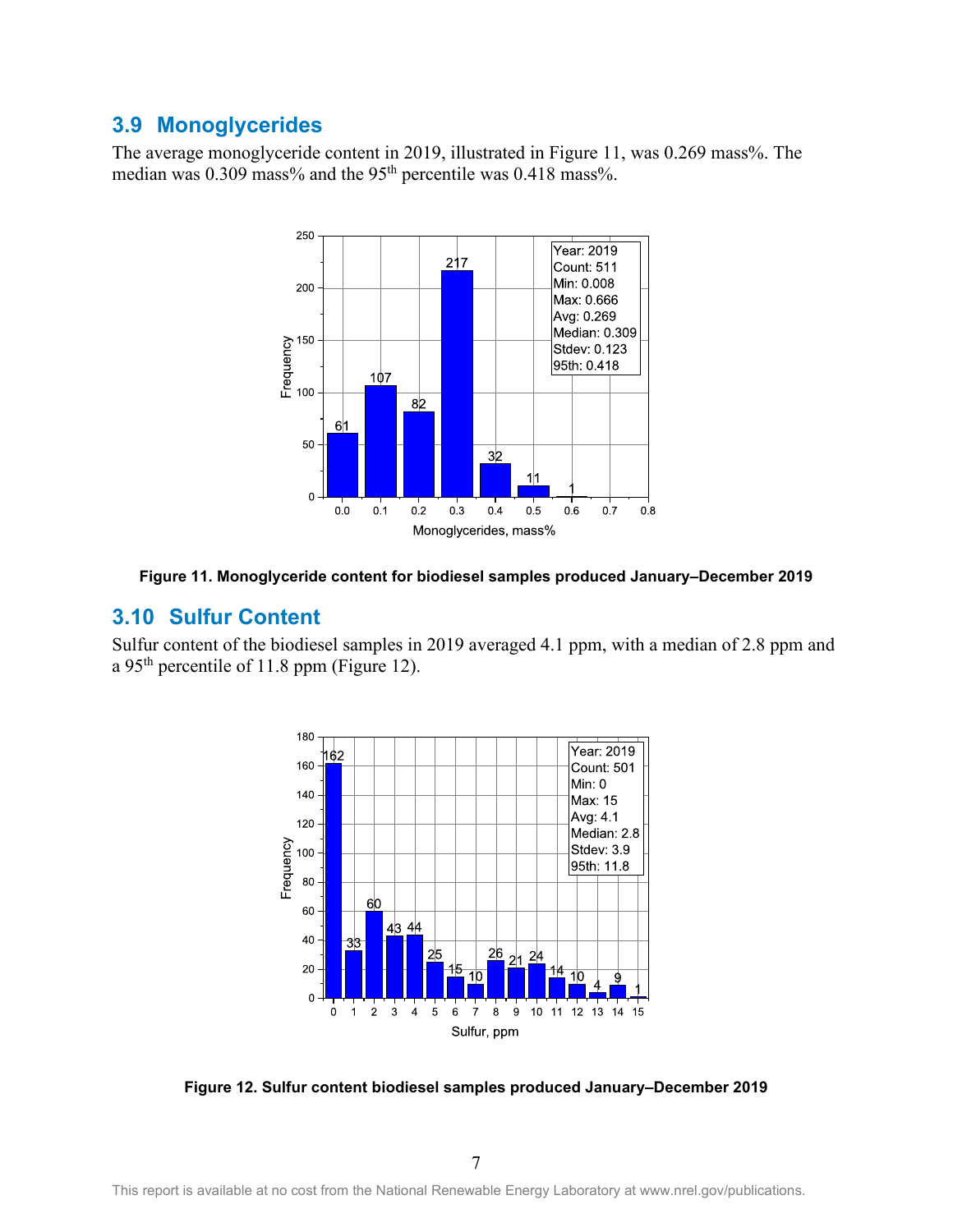## 3.9 Monoglycerides

The average monoglyceride content in 2019, illustrated in Figure 11, was 0.269 mass%. The median was 0.309 mass% and the 95th percentile was 0.418 mass%.

**Figure 11. Monoglyceride content for biodiesel samples produced January–December 2019**

## 3.10 Sulfur Content

Sulfur content of the biodiesel samples in 2019 averaged 4.1 ppm, with a median of 2.8 ppm and a 95th percentile of 11.8 ppm (Figure 12).

**Figure 12. Sulfur content biodiesel samples produced January–December 2019**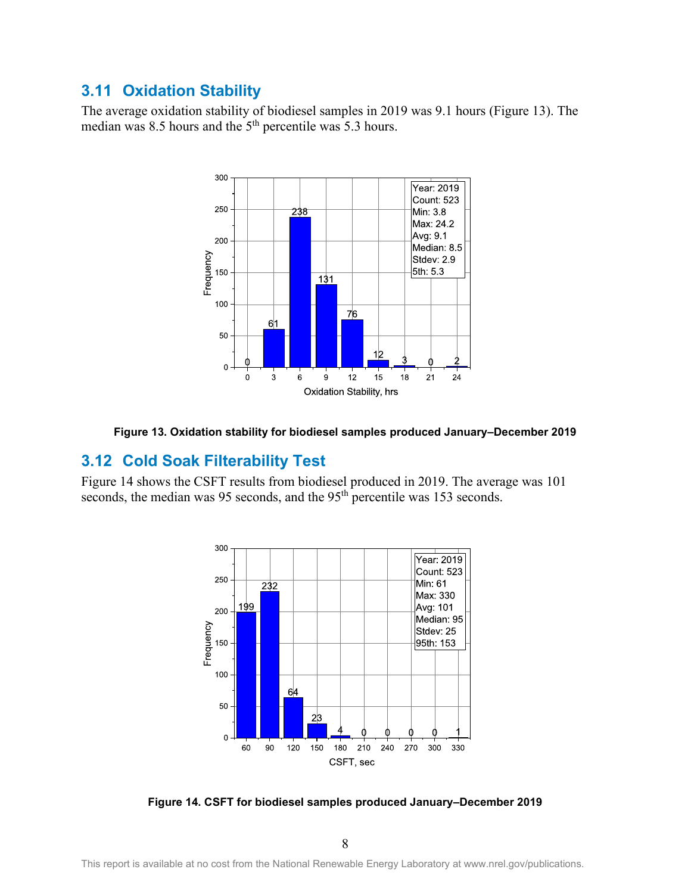## 3.11 Oxidation Stability

The average oxidation stability of biodiesel samples in 2019 was 9.1 hours (Figure 13). The median was 8.5 hours and the 5th percentile was 5.3 hours.

**Figure 13. Oxidation stability for biodiesel samples produced January–December 2019**

## 3.12 Cold Soak Filterability Test

Figure 14 shows the CSFT results from biodiesel produced in 2019. The average was 101 seconds, the median was 95 seconds, and the 95th percentile was 153 seconds.

**Figure 14. CSFT for biodiesel samples produced January–December 2019**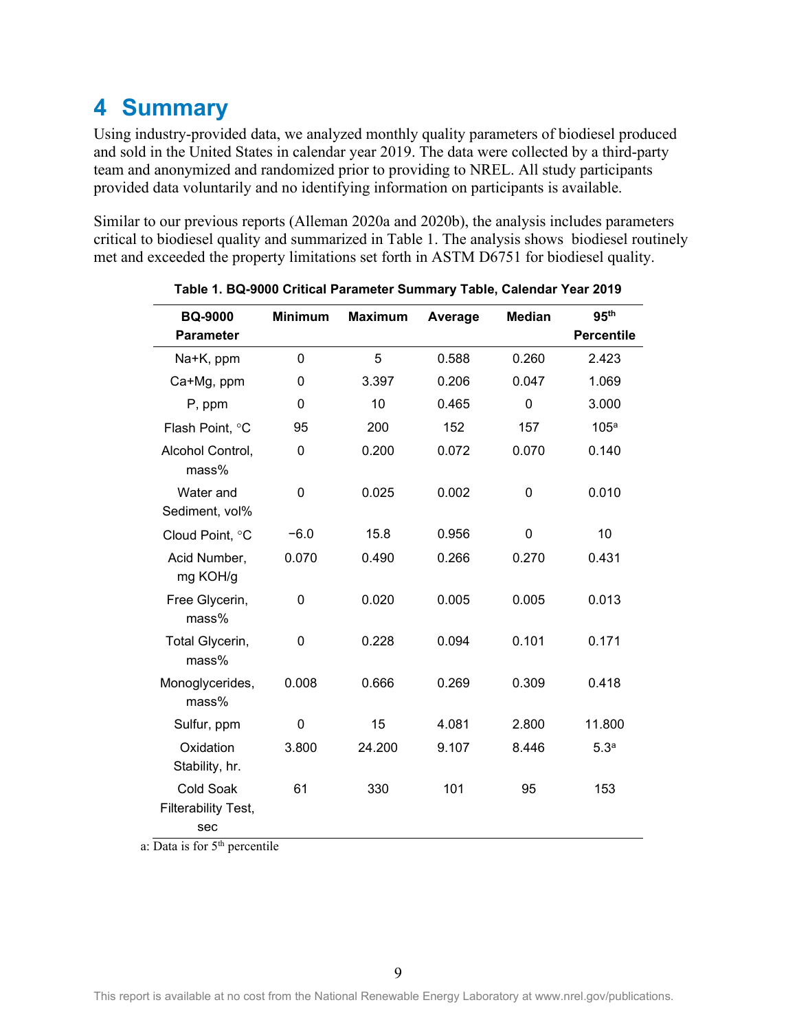# 4 Summary

Using industry-provided data, we analyzed monthly quality parameters of biodiesel produced and sold in the United States in calendar year 2019. The data were collected by a third-party team and anonymized and randomized prior to providing to NREL. All study participants provided data voluntarily and no identifying information on participants is available.

Similar to our previous reports (Alleman 2020a and 2020b), the analysis includes parameters critical to biodiesel quality and summarized in Table 1. The analysis shows biodiesel routinely met and exceeded the property limitations set forth in ASTM D6751 for biodiesel quality.

**Table 1. BQ-9000 Critical Parameter Summary Table, Calendar Year 2019**

| BQ-9000 Parameter | Minimum | Maximum | Average | Median | 95th Percentile |
|---|---|---|---|---|---|
| Na+K, ppm | 0 | 5 | 0.588 | 0.260 | 2.423 |
| Ca+Mg, ppm | 0 | 3.397 | 0.206 | 0.047 | 1.069 |
| P, ppm | 0 | 10 | 0.465 | 0 | 3.000 |
| Flash Point, °C | 95 | 200 | 152 | 157 | 105[a] |
| Alcohol Control, mass% | 0 | 0.200 | 0.072 | 0.070 | 0.140 |
| Water and Sediment, vol% | 0 | 0.025 | 0.002 | 0 | 0.010 |
| Cloud Point, °C | −6.0 | 15.8 | 0.956 | 0 | 10 |
| Acid Number, mg KOH/g | 0.070 | 0.490 | 0.266 | 0.270 | 0.431 |
| Free Glycerin, mass% | 0 | 0.020 | 0.005 | 0.005 | 0.013 |
| Total Glycerin, mass% | 0 | 0.228 | 0.094 | 0.101 | 0.171 |
| Monoglycerides, mass% | 0.008 | 0.666 | 0.269 | 0.309 | 0.418 |
| Sulfur, ppm | 0 | 15 | 4.081 | 2.800 | 11.800 |
| Oxidation Stability, hr. | 3.800 | 24.200 | 9.107 | 8.446 | 5.3[a] |
| Cold Soak Filterability Test, sec | 61 | 330 | 101 | 95 | 153 |

a: Data is for 5th percentile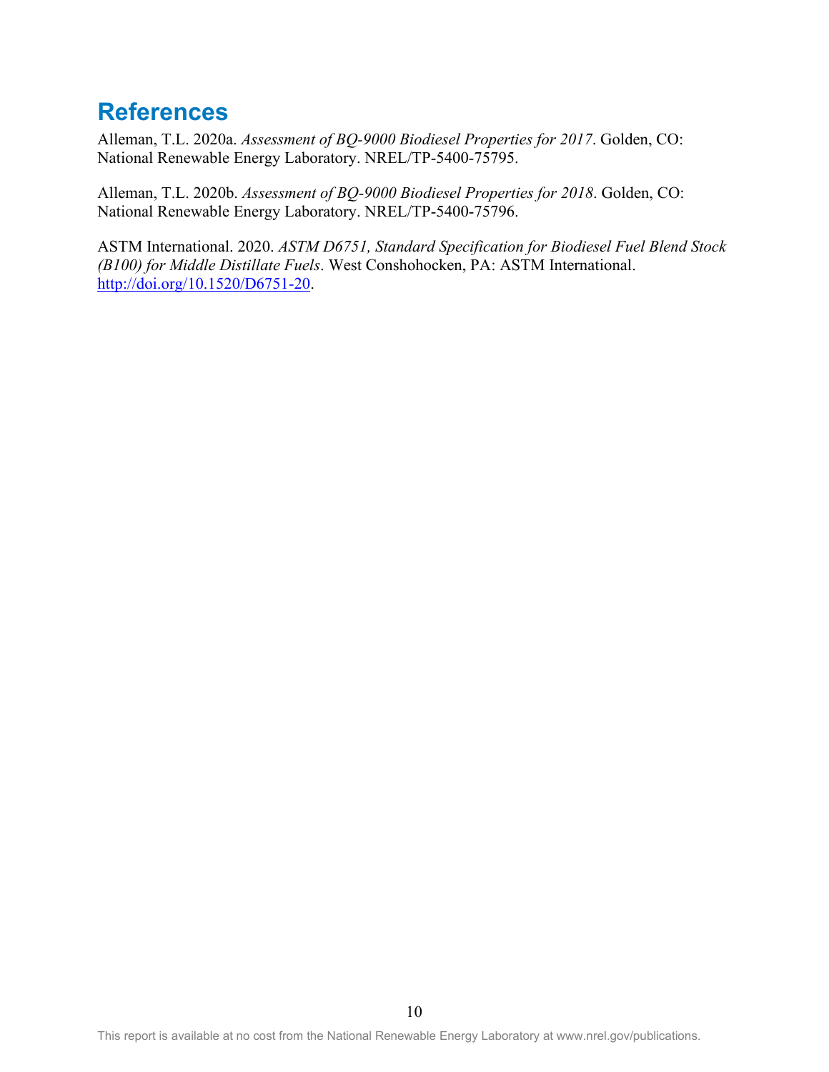# References

Alleman, T.L. 2020a. *Assessment of BQ-9000 Biodiesel Properties for 2017*. Golden, CO: National Renewable Energy Laboratory. NREL/TP-5400-75795.

Alleman, T.L. 2020b. *Assessment of BQ-9000 Biodiesel Properties for 2018*. Golden, CO: National Renewable Energy Laboratory. NREL/TP-5400-75796.

ASTM International. 2020. *ASTM D6751, Standard Specification for Biodiesel Fuel Blend Stock (B100) for Middle Distillate Fuels*. West Conshohocken, PA: ASTM International. http://doi.org/10.1520/D6751-20.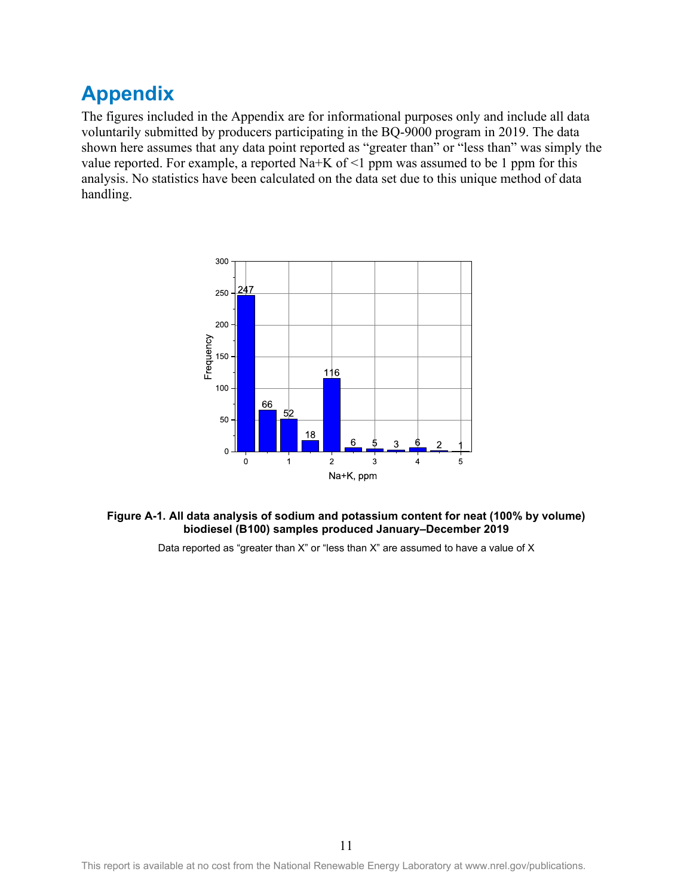# Appendix

The figures included in the Appendix are for informational purposes only and include all data voluntarily submitted by producers participating in the BQ-9000 program in 2019. The data shown here assumes that any data point reported as "greater than" or "less than" was simply the value reported. For example, a reported Na+K of <1 ppm was assumed to be 1 ppm for this analysis. No statistics have been calculated on the data set due to this unique method of data handling.

**Figure A-1. All data analysis of sodium and potassium content for neat (100% by volume) biodiesel (B100) samples produced January–December 2019**

Data reported as "greater than X" or "less than X" are assumed to have a value of X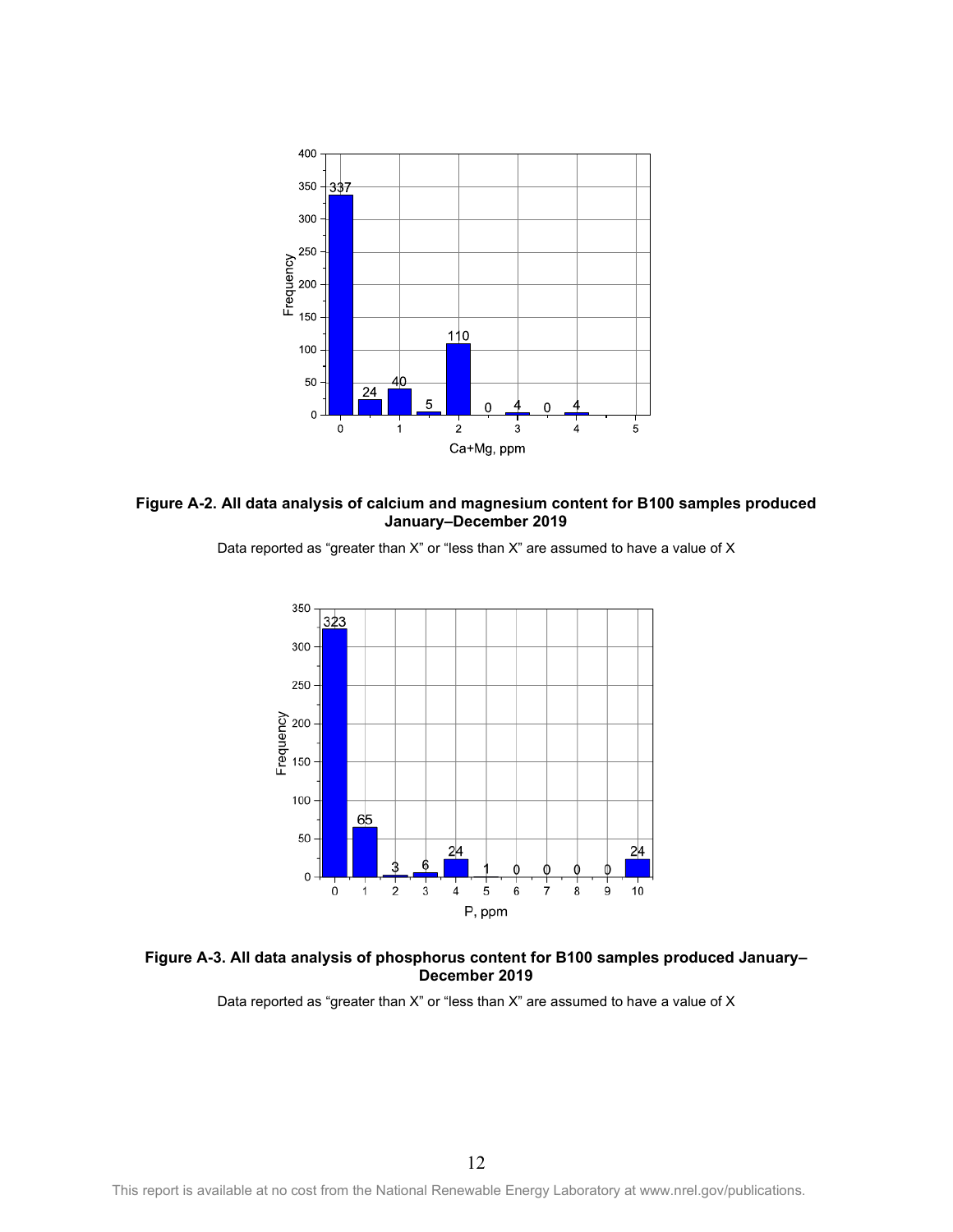**Figure A-2. All data analysis of calcium and magnesium content for B100 samples produced January–December 2019**

Data reported as "greater than X" or "less than X" are assumed to have a value of X

**Figure A-3. All data analysis of phosphorus content for B100 samples produced January–December 2019**

Data reported as "greater than X" or "less than X" are assumed to have a value of X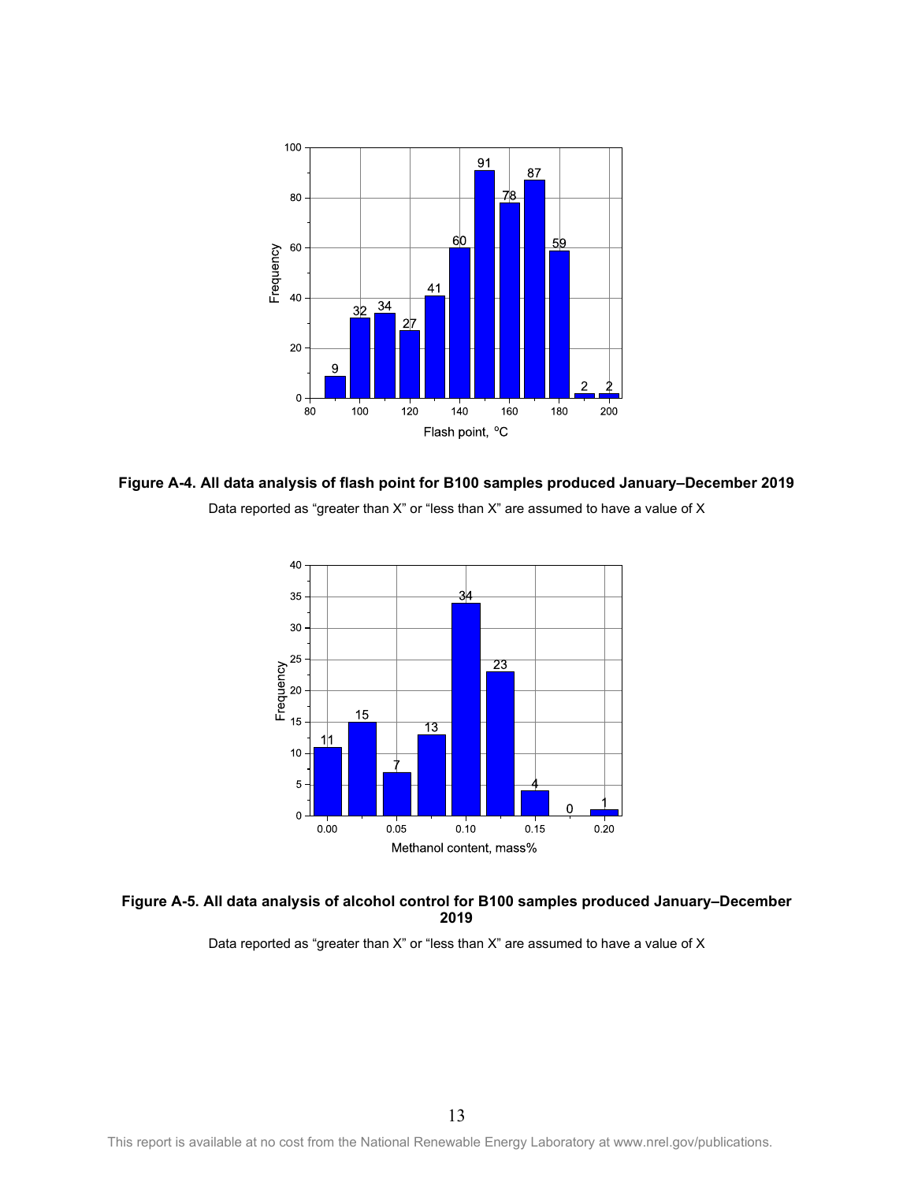**Figure A-4. All data analysis of flash point for B100 samples produced January–December 2019**

Data reported as "greater than X" or "less than X" are assumed to have a value of X

**Figure A-5. All data analysis of alcohol control for B100 samples produced January–December 2019**

Data reported as "greater than X" or "less than X" are assumed to have a value of X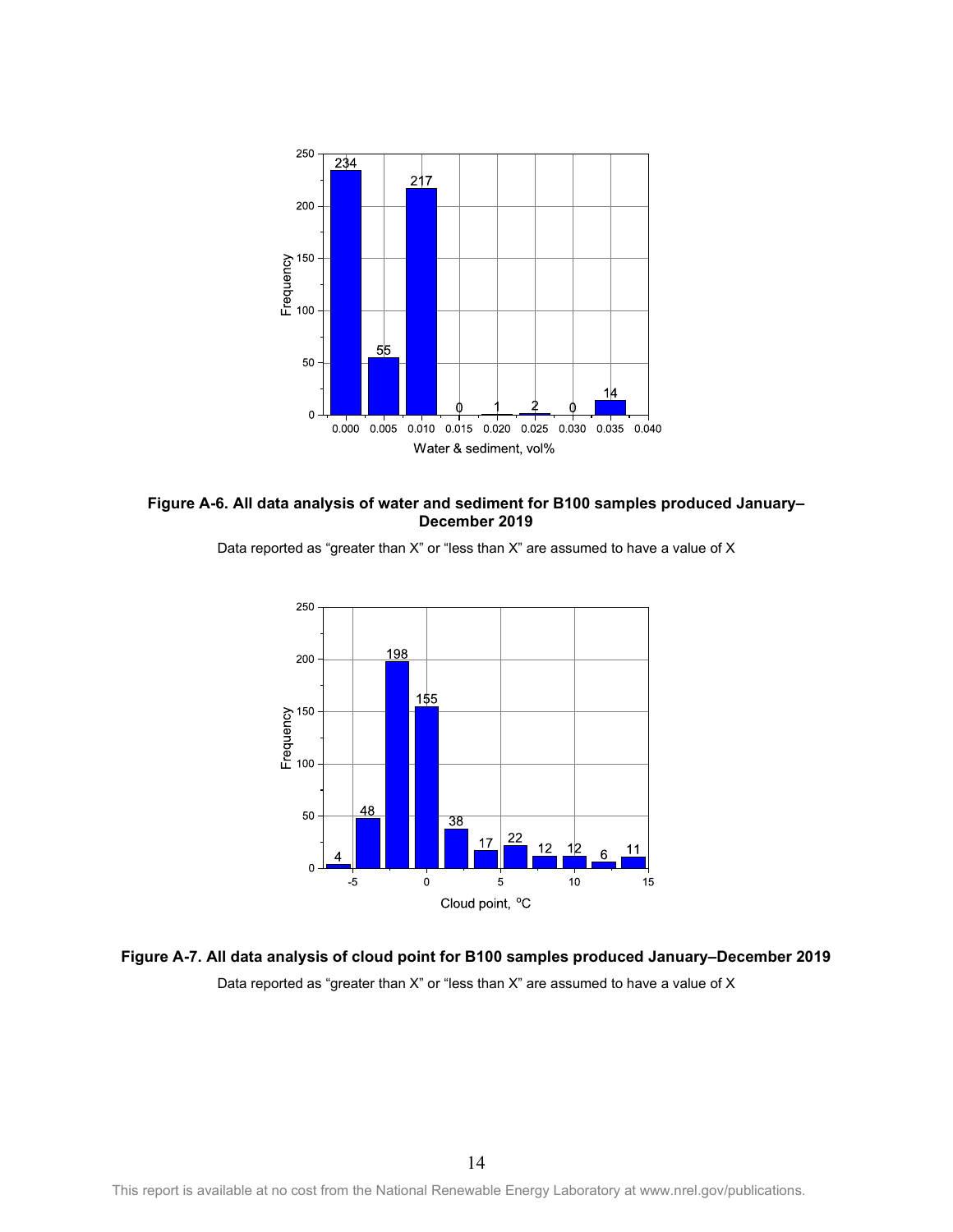**Figure A-6. All data analysis of water and sediment for B100 samples produced January–December 2019**

Data reported as "greater than X" or "less than X" are assumed to have a value of X

**Figure A-7. All data analysis of cloud point for B100 samples produced January–December 2019**

Data reported as "greater than X" or "less than X" are assumed to have a value of X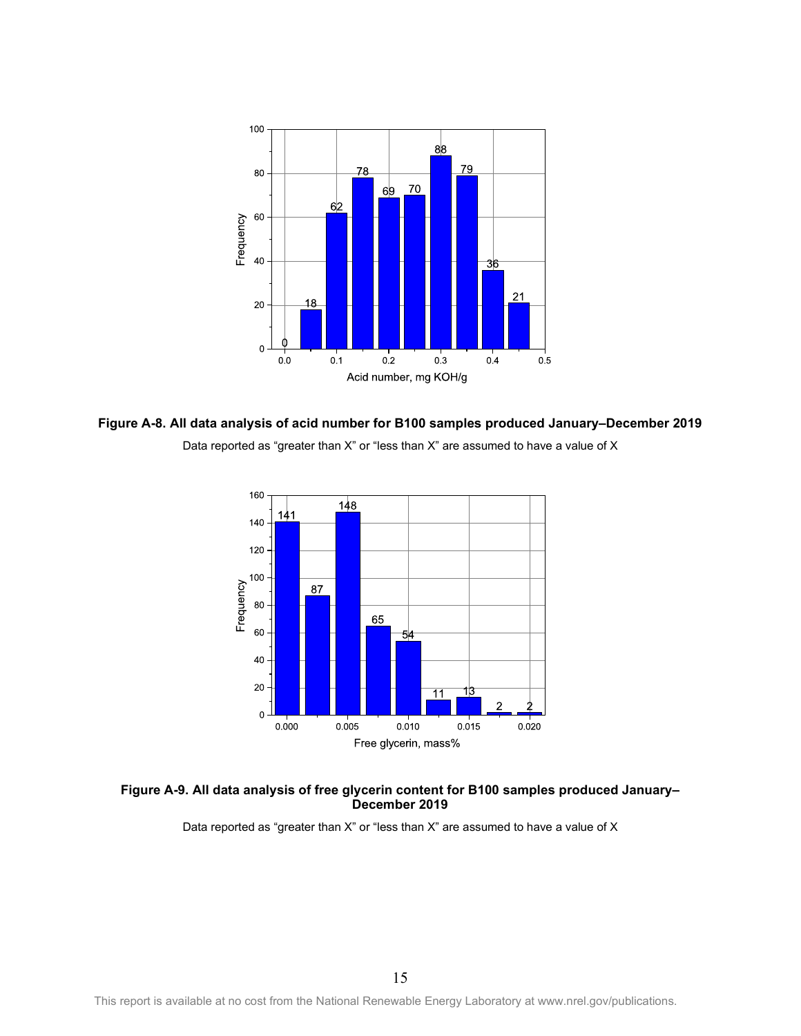**Figure A-8. All data analysis of acid number for B100 samples produced January–December 2019**

Data reported as "greater than X" or "less than X" are assumed to have a value of X

**Figure A-9. All data analysis of free glycerin content for B100 samples produced January–December 2019**

Data reported as "greater than X" or "less than X" are assumed to have a value of X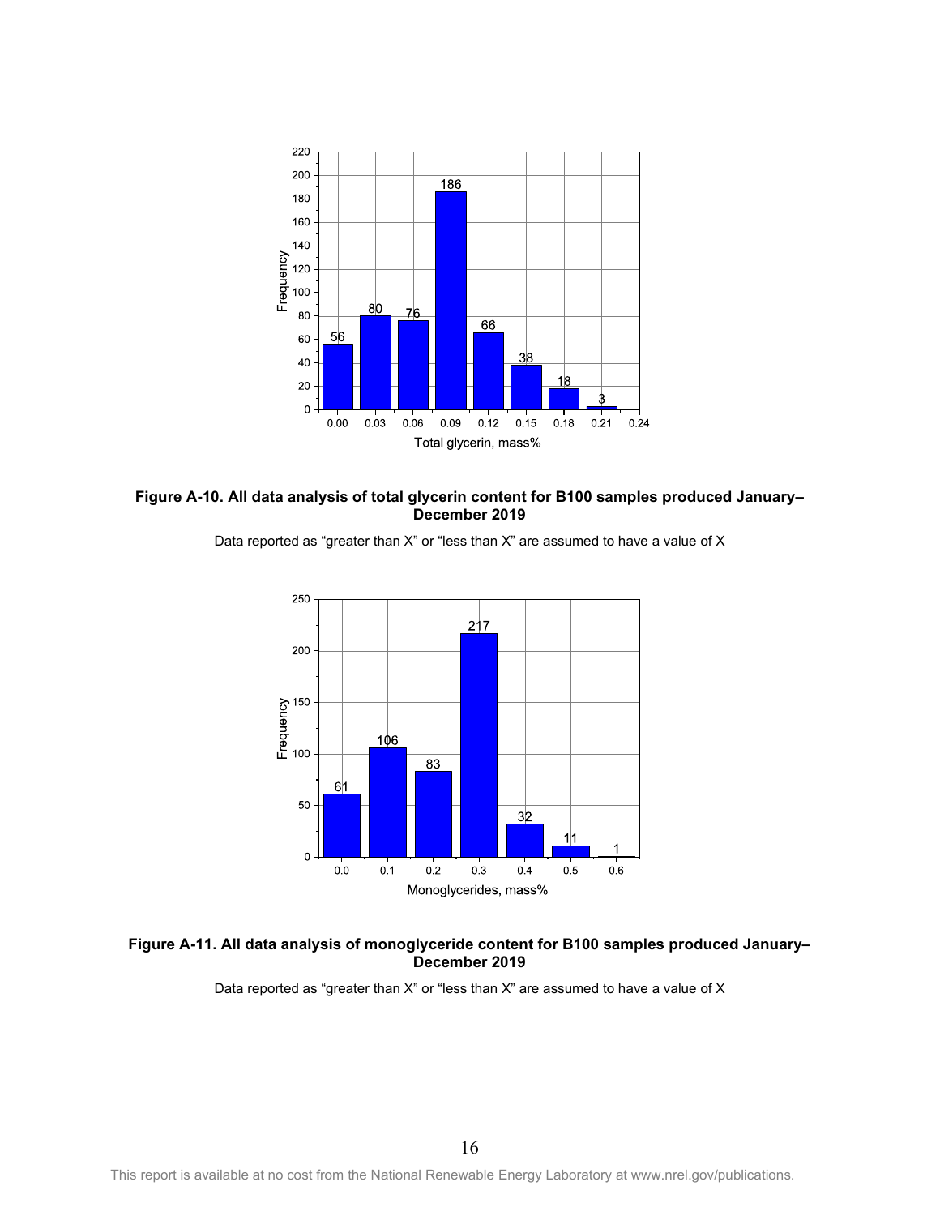**Figure A-10. All data analysis of total glycerin content for B100 samples produced January–December 2019**

Data reported as "greater than X" or "less than X" are assumed to have a value of X

**Figure A-11. All data analysis of monoglyceride content for B100 samples produced January–December 2019**

Data reported as "greater than X" or "less than X" are assumed to have a value of X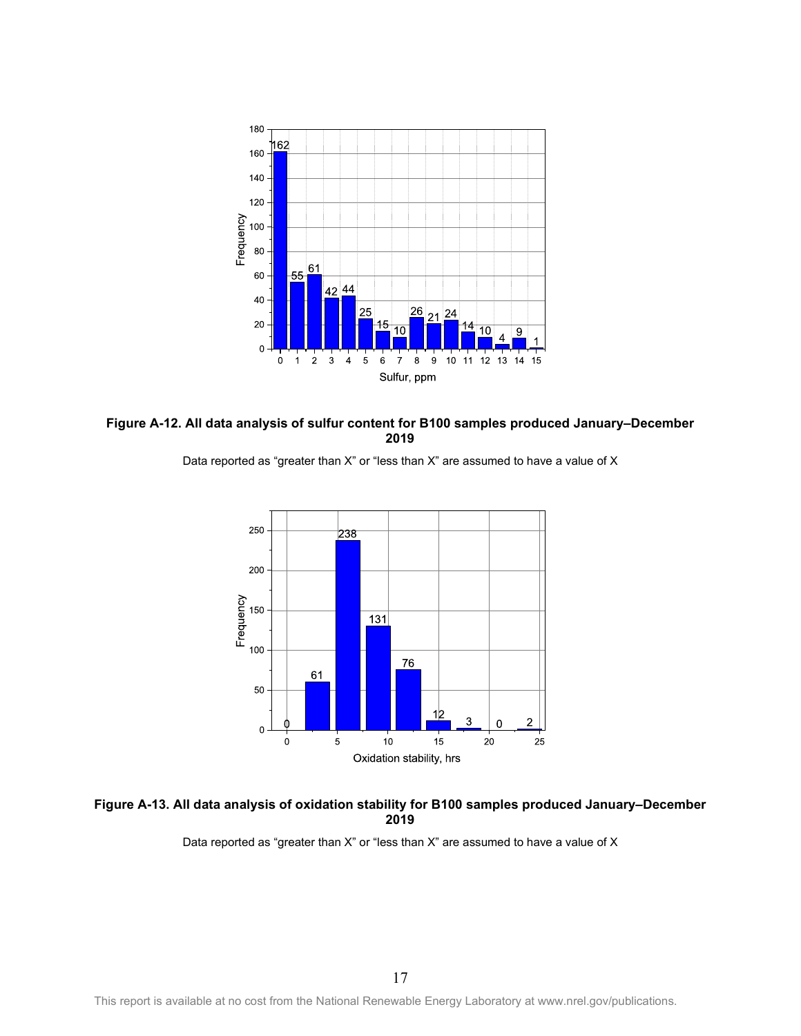**Figure A-12. All data analysis of sulfur content for B100 samples produced January–December 2019**

Data reported as "greater than X" or "less than X" are assumed to have a value of X

**Figure A-13. All data analysis of oxidation stability for B100 samples produced January–December 2019**

Data reported as "greater than X" or "less than X" are assumed to have a value of X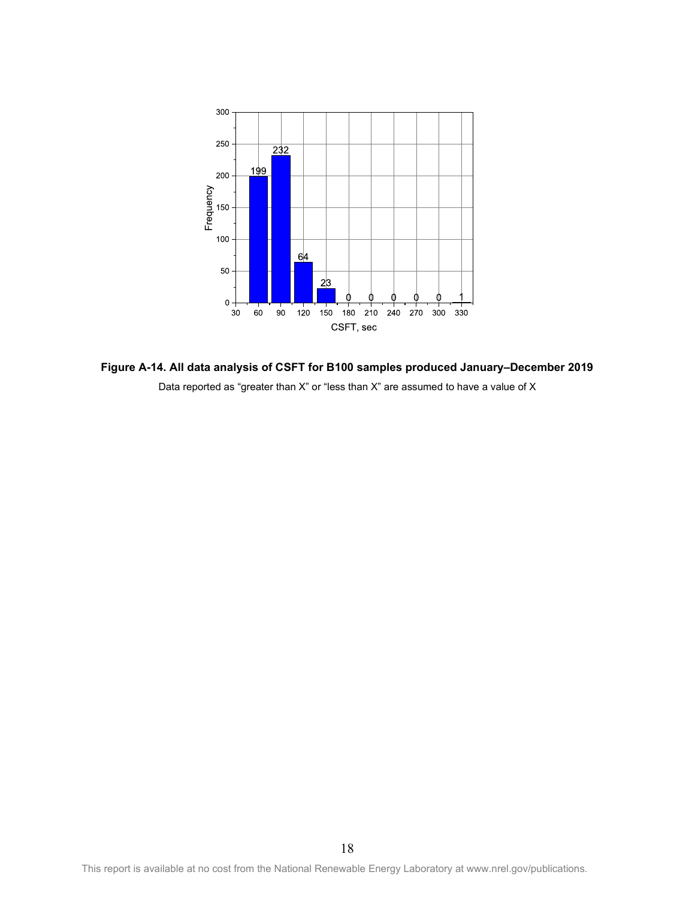300
250
200
150
100
50
0

Frequency

232
199
64
23
0
0
0
0
0
1

30
60
90
120
150
180
210
240
270
300
330

CSFT, sec

**Figure A-14. All data analysis of CSFT for B100 samples produced January–December 2019**

Data reported as “greater than X” or “less than X” are assumed to have a value of X

This report is available at no cost from the National Renewable Energy Laboratory at www.nrel.gov/publications.